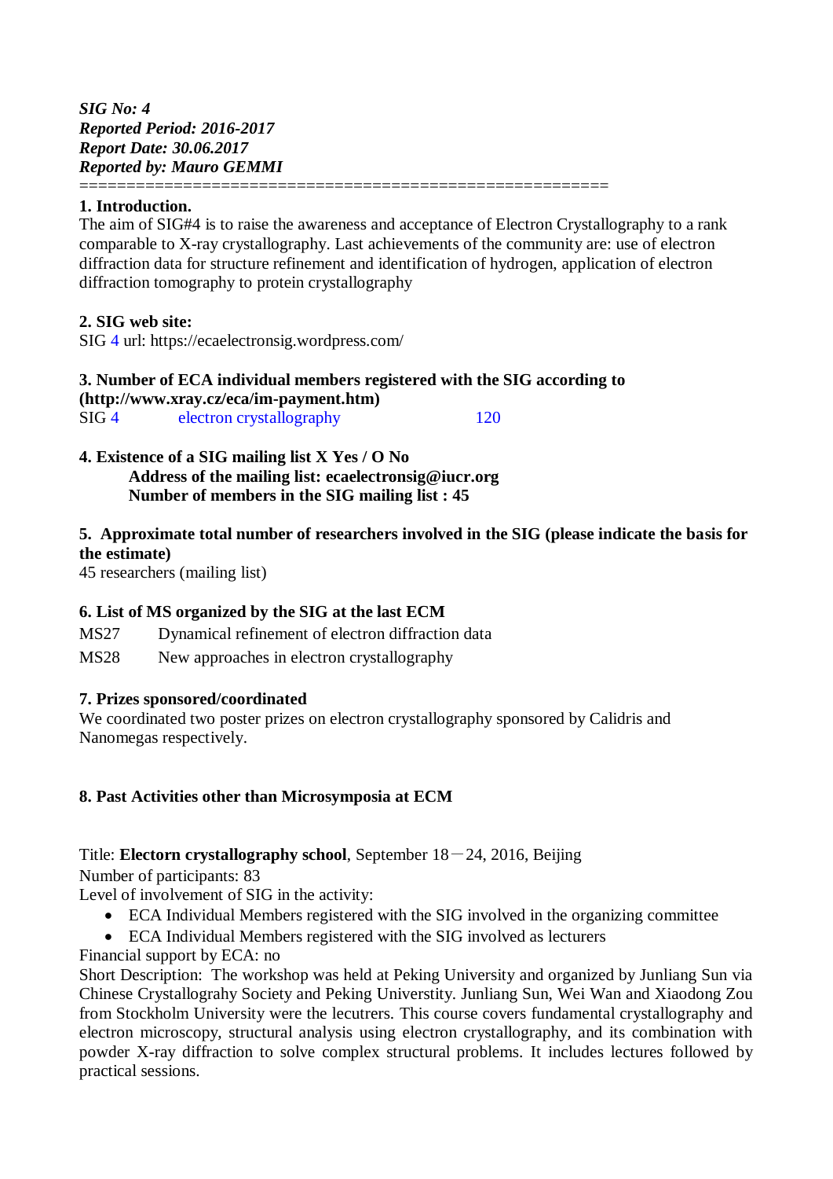***SIG No: 4***
***Reported Period: 2016-2017***
***Report Date: 30.06.2017***
***Reported by: Mauro GEMMI***

=======================================================

**1. Introduction.**

The aim of SIG#4 is to raise the awareness and acceptance of Electron Crystallography to a rank comparable to X-ray crystallography. Last achievements of the community are: use of electron diffraction data for structure refinement and identification of hydrogen, application of electron diffraction tomography to protein crystallography

**2. SIG web site:**

SIG 4 url: https://ecaelectronsig.wordpress.com/

**3. Number of ECA individual members registered with the SIG according to (http://www.xray.cz/eca/im-payment.htm)**

SIG 4 electron crystallography 120

**4. Existence of a SIG mailing list X Yes / O No**

**Address of the mailing list: ecaelectronsig@iucr.org**
**Number of members in the SIG mailing list : 45**

**5. Approximate total number of researchers involved in the SIG (please indicate the basis for the estimate)**

45 researchers (mailing list)

**6. List of MS organized by the SIG at the last ECM**

MS27 Dynamical refinement of electron diffraction data

MS28 New approaches in electron crystallography

**7. Prizes sponsored/coordinated**

We coordinated two poster prizes on electron crystallography sponsored by Calidris and Nanomegas respectively.

**8. Past Activities other than Microsymposia at ECM**

Title: **Electorn crystallography school**, September 18－24, 2016, Beijing

Number of participants: 83

Level of involvement of SIG in the activity:

- ECA Individual Members registered with the SIG involved in the organizing committee
- ECA Individual Members registered with the SIG involved as lecturers

Financial support by ECA: no

Short Description: The workshop was held at Peking University and organized by Junliang Sun via Chinese Crystallograhy Society and Peking Universtity. Junliang Sun, Wei Wan and Xiaodong Zou from Stockholm University were the lecutrers. This course covers fundamental crystallography and electron microscopy, structural analysis using electron crystallography, and its combination with powder X-ray diffraction to solve complex structural problems. It includes lectures followed by practical sessions.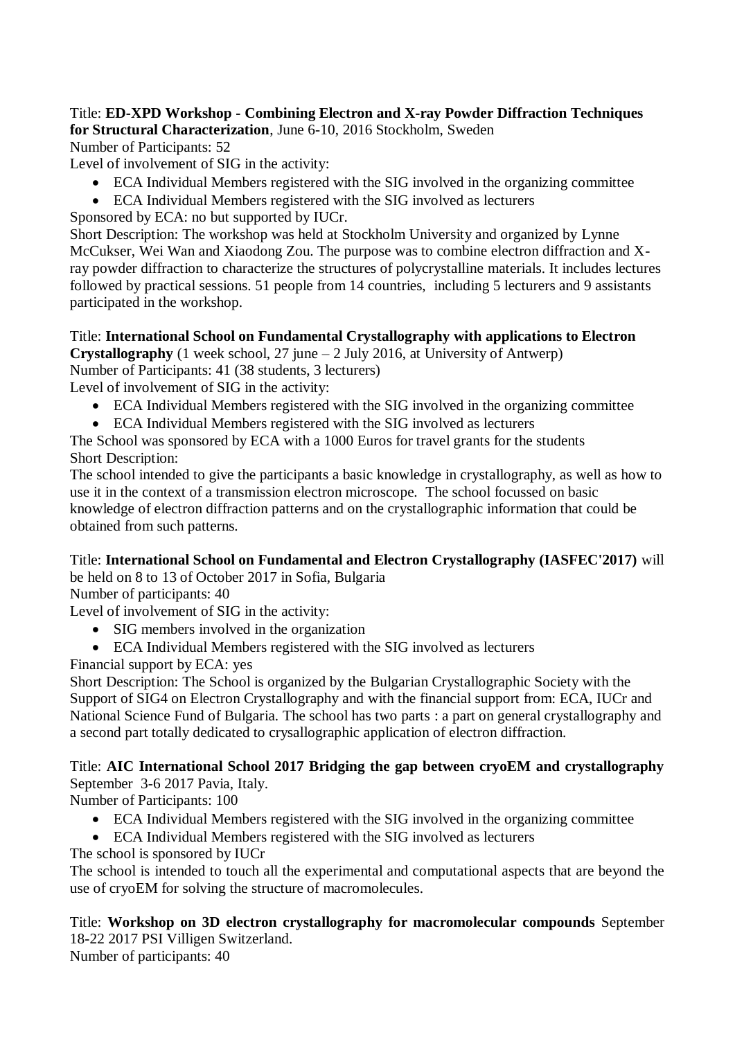Title: **ED-XPD Workshop - Combining Electron and X-ray Powder Diffraction Techniques for Structural Characterization**, June 6-10, 2016 Stockholm, Sweden

Number of Participants: 52

Level of involvement of SIG in the activity:

- ECA Individual Members registered with the SIG involved in the organizing committee
- ECA Individual Members registered with the SIG involved as lecturers

Sponsored by ECA: no but supported by IUCr.

Short Description: The workshop was held at Stockholm University and organized by Lynne McCukser, Wei Wan and Xiaodong Zou. The purpose was to combine electron diffraction and X-ray powder diffraction to characterize the structures of polycrystalline materials. It includes lectures followed by practical sessions. 51 people from 14 countries, including 5 lecturers and 9 assistants participated in the workshop.

Title: **International School on Fundamental Crystallography with applications to Electron Crystallography** (1 week school, 27 june – 2 July 2016, at University of Antwerp)

Number of Participants: 41 (38 students, 3 lecturers)

Level of involvement of SIG in the activity:

- ECA Individual Members registered with the SIG involved in the organizing committee
- ECA Individual Members registered with the SIG involved as lecturers

The School was sponsored by ECA with a 1000 Euros for travel grants for the students

Short Description:

The school intended to give the participants a basic knowledge in crystallography, as well as how to use it in the context of a transmission electron microscope. The school focussed on basic knowledge of electron diffraction patterns and on the crystallographic information that could be obtained from such patterns.

Title: **International School on Fundamental and Electron Crystallography (IASFEC'2017)** will be held on 8 to 13 of October 2017 in Sofia, Bulgaria

Number of participants: 40

Level of involvement of SIG in the activity:

- SIG members involved in the organization
- ECA Individual Members registered with the SIG involved as lecturers

Financial support by ECA: yes

Short Description: The School is organized by the Bulgarian Crystallographic Society with the Support of SIG4 on Electron Crystallography and with the financial support from: ECA, IUCr and National Science Fund of Bulgaria. The school has two parts : a part on general crystallography and a second part totally dedicated to crysallographic application of electron diffraction.

Title: **AIC International School 2017 Bridging the gap between cryoEM and crystallography** September 3-6 2017 Pavia, Italy.

Number of Participants: 100

- ECA Individual Members registered with the SIG involved in the organizing committee
- ECA Individual Members registered with the SIG involved as lecturers

The school is sponsored by IUCr

The school is intended to touch all the experimental and computational aspects that are beyond the use of cryoEM for solving the structure of macromolecules.

Title: **Workshop on 3D electron crystallography for macromolecular compounds** September 18-22 2017 PSI Villigen Switzerland.

Number of participants: 40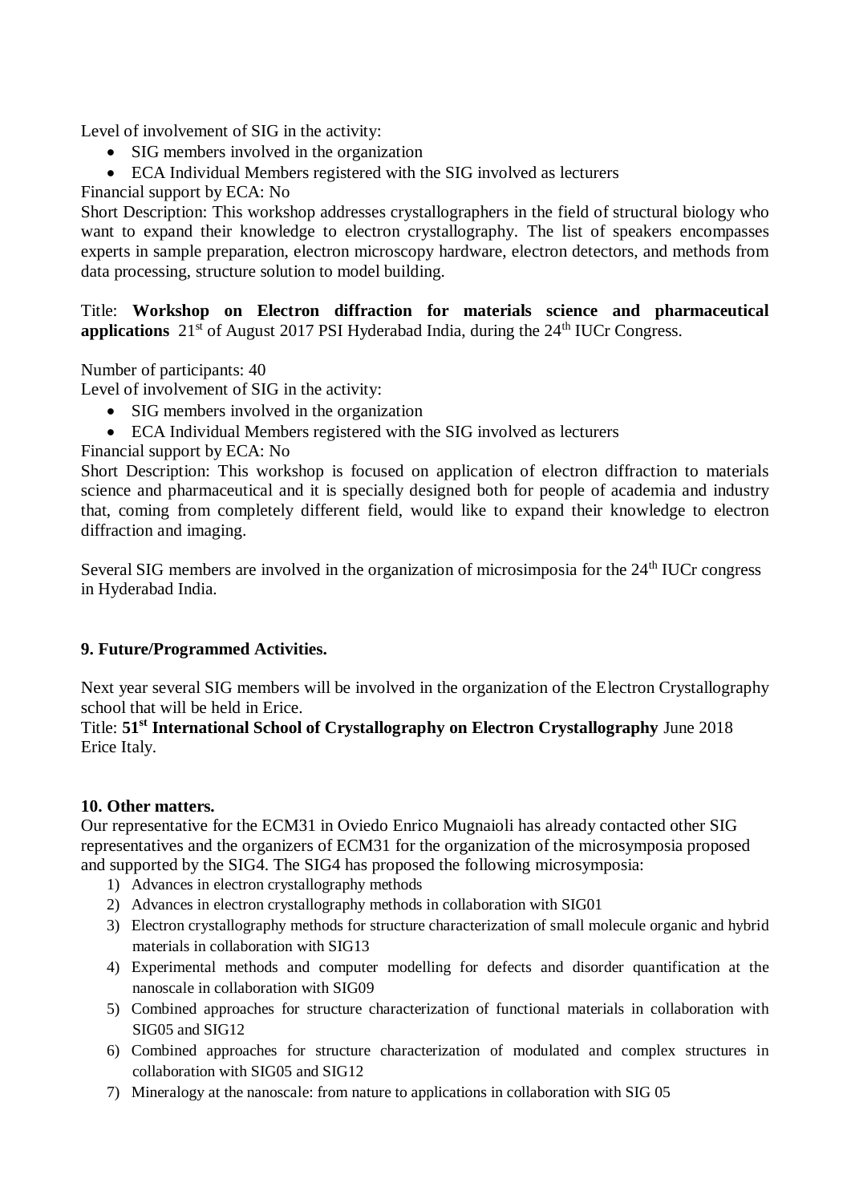Level of involvement of SIG in the activity:

- SIG members involved in the organization
- ECA Individual Members registered with the SIG involved as lecturers

Financial support by ECA: No

Short Description: This workshop addresses crystallographers in the field of structural biology who want to expand their knowledge to electron crystallography. The list of speakers encompasses experts in sample preparation, electron microscopy hardware, electron detectors, and methods from data processing, structure solution to model building.

Title: **Workshop on Electron diffraction for materials science and pharmaceutical applications** 21st of August 2017 PSI Hyderabad India, during the 24th IUCr Congress.

Number of participants: 40

Level of involvement of SIG in the activity:

- SIG members involved in the organization
- ECA Individual Members registered with the SIG involved as lecturers

Financial support by ECA: No

Short Description: This workshop is focused on application of electron diffraction to materials science and pharmaceutical and it is specially designed both for people of academia and industry that, coming from completely different field, would like to expand their knowledge to electron diffraction and imaging.

Several SIG members are involved in the organization of microsimposia for the 24th IUCr congress in Hyderabad India.

## 9. Future/Programmed Activities.

Next year several SIG members will be involved in the organization of the Electron Crystallography school that will be held in Erice.

Title: **51st International School of Crystallography on Electron Crystallography** June 2018 Erice Italy.

## 10. Other matters.

Our representative for the ECM31 in Oviedo Enrico Mugnaioli has already contacted other SIG representatives and the organizers of ECM31 for the organization of the microsymposia proposed and supported by the SIG4. The SIG4 has proposed the following microsymposia:

1) Advances in electron crystallography methods
2) Advances in electron crystallography methods in collaboration with SIG01
3) Electron crystallography methods for structure characterization of small molecule organic and hybrid materials in collaboration with SIG13
4) Experimental methods and computer modelling for defects and disorder quantification at the nanoscale in collaboration with SIG09
5) Combined approaches for structure characterization of functional materials in collaboration with SIG05 and SIG12
6) Combined approaches for structure characterization of modulated and complex structures in collaboration with SIG05 and SIG12
7) Mineralogy at the nanoscale: from nature to applications in collaboration with SIG 05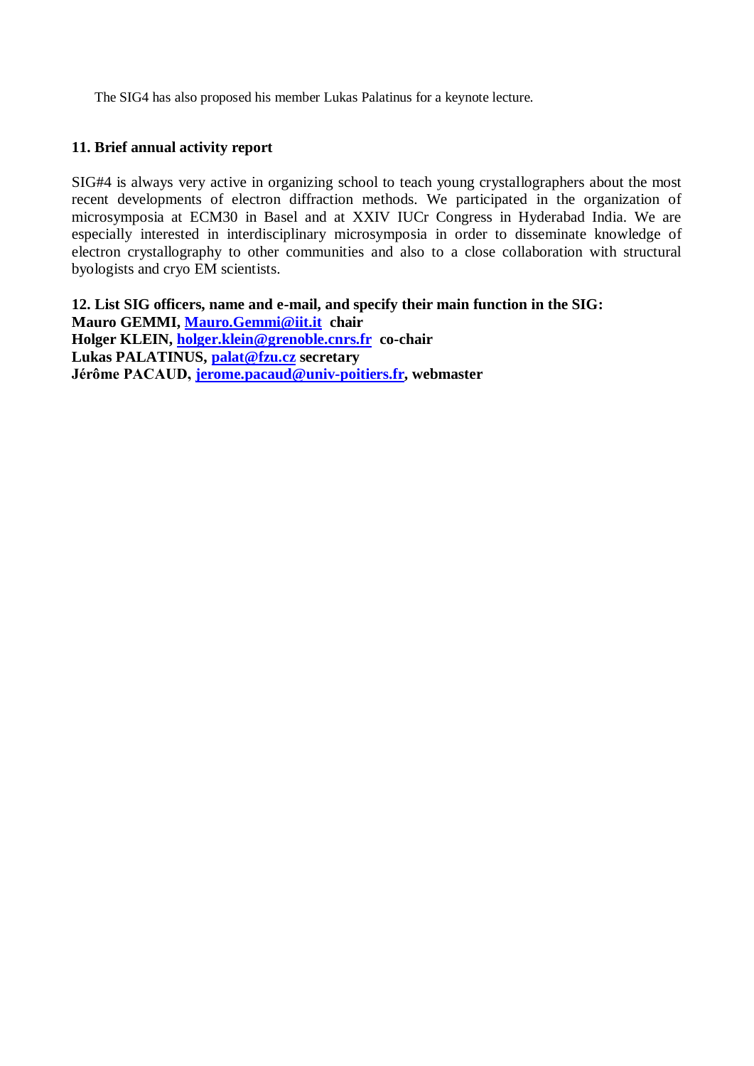The SIG4 has also proposed his member Lukas Palatinus for a keynote lecture.

## 11. Brief annual activity report

SIG#4 is always very active in organizing school to teach young crystallographers about the most recent developments of electron diffraction methods. We participated in the organization of microsymposia at ECM30 in Basel and at XXIV IUCr Congress in Hyderabad India. We are especially interested in interdisciplinary microsymposia in order to disseminate knowledge of electron crystallography to other communities and also to a close collaboration with structural byologists and cryo EM scientists.

**12. List SIG officers, name and e-mail, and specify their main function in the SIG:**
**Mauro GEMMI, Mauro.Gemmi@iit.it chair**
**Holger KLEIN, holger.klein@grenoble.cnrs.fr co-chair**
**Lukas PALATINUS, palat@fzu.cz secretary**
**Jérôme PACAUD, jerome.pacaud@univ-poitiers.fr, webmaster**